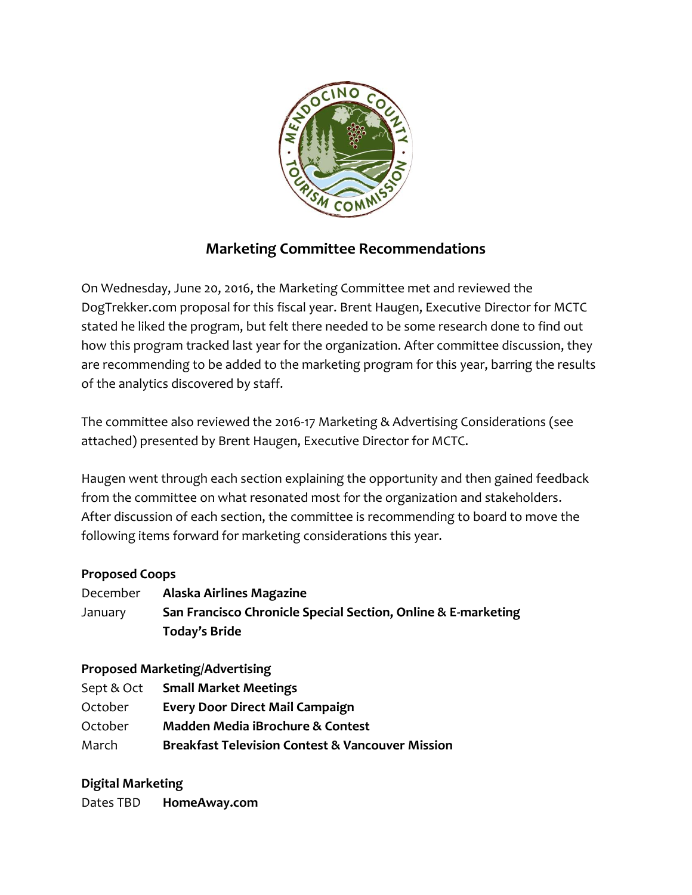# Marketing Committee Recommendations

On Wednesday, June 20, 2016, the Marketing Committee met and reviewed the DogTrekker.com proposal for this fiscal year. Brent Haugen, Executive Director for MCTC stated he liked the program, but felt there needed to be some research done to find out how this program tracked last year for the organization. After committee discussion, they are recommending to be added to the marketing program for this year, barring the results of the analytics discovered by staff.

The committee also reviewed the 2016-17 Marketing & Advertising Considerations (see attached) presented by Brent Haugen, Executive Director for MCTC.

Haugen went through each section explaining the opportunity and then gained feedback from the committee on what resonated most for the organization and stakeholders. After discussion of each section, the committee is recommending to board to move the following items forward for marketing considerations this year.

**Proposed Coops**

December **Alaska Airlines Magazine**
January **San Francisco Chronicle Special Section, Online & E-marketing**
**Today's Bride**

**Proposed Marketing/Advertising**

Sept & Oct **Small Market Meetings**
October **Every Door Direct Mail Campaign**
October **Madden Media iBrochure & Contest**
March **Breakfast Television Contest & Vancouver Mission**

**Digital Marketing**

Dates TBD **HomeAway.com**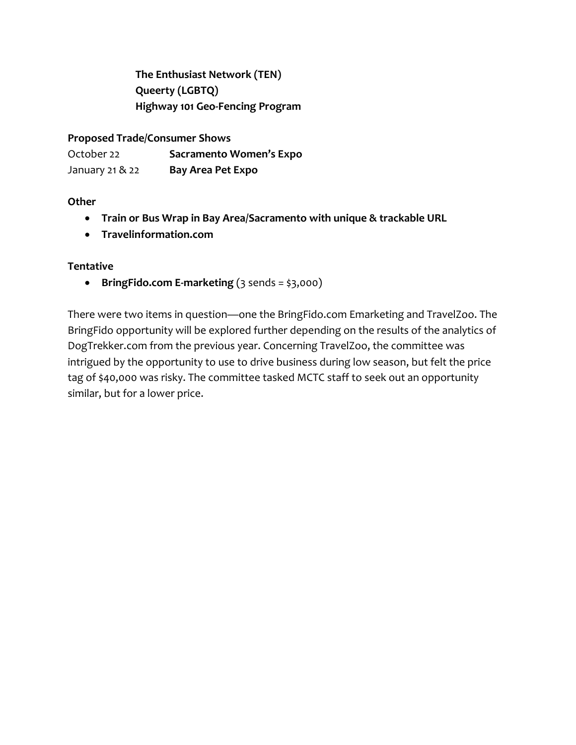**The Enthusiast Network (TEN)**
**Queerty (LGBTQ)**
**Highway 101 Geo-Fencing Program**

**Proposed Trade/Consumer Shows**

| | |
|---|---|
| October 22 | **Sacramento Women's Expo** |
| January 21 & 22 | **Bay Area Pet Expo** |

**Other**

- **Train or Bus Wrap in Bay Area/Sacramento with unique & trackable URL**
- **Travelinformation.com**

**Tentative**

- **BringFido.com E-marketing** (3 sends = $3,000)

There were two items in question—one the BringFido.com Emarketing and TravelZoo. The BringFido opportunity will be explored further depending on the results of the analytics of DogTrekker.com from the previous year. Concerning TravelZoo, the committee was intrigued by the opportunity to use to drive business during low season, but felt the price tag of $40,000 was risky. The committee tasked MCTC staff to seek out an opportunity similar, but for a lower price.